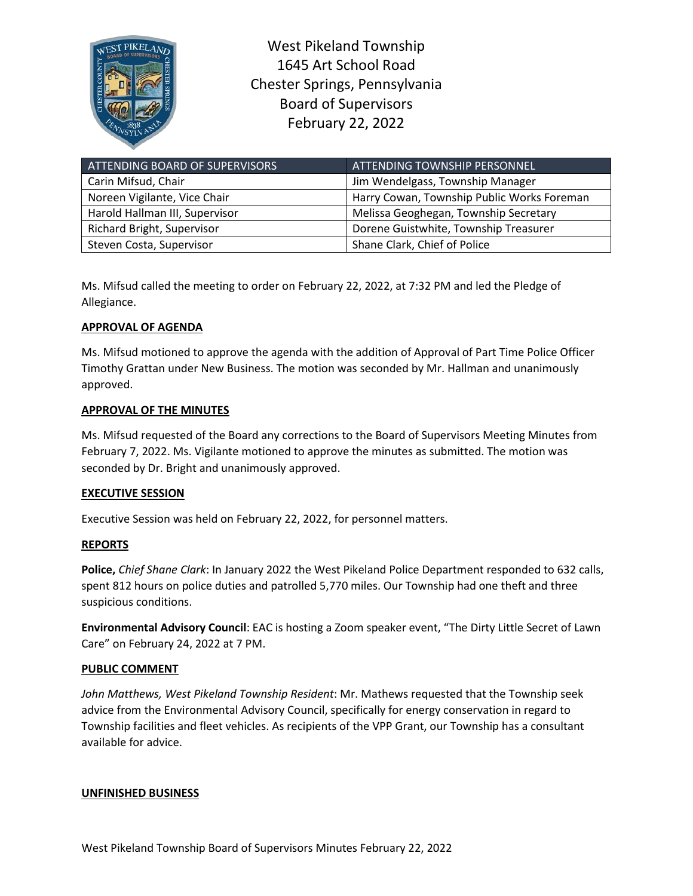West Pikeland Township
1645 Art School Road
Chester Springs, Pennsylvania
Board of Supervisors
February 22, 2022

| ATTENDING BOARD OF SUPERVISORS | ATTENDING TOWNSHIP PERSONNEL |
|---|---|
| Carin Mifsud, Chair | Jim Wendelgass, Township Manager |
| Noreen Vigilante, Vice Chair | Harry Cowan, Township Public Works Foreman |
| Harold Hallman III, Supervisor | Melissa Geoghegan, Township Secretary |
| Richard Bright, Supervisor | Dorene Guistwhite, Township Treasurer |
| Steven Costa, Supervisor | Shane Clark, Chief of Police |

Ms. Mifsud called the meeting to order on February 22, 2022, at 7:32 PM and led the Pledge of Allegiance.

**APPROVAL OF AGENDA**

Ms. Mifsud motioned to approve the agenda with the addition of Approval of Part Time Police Officer Timothy Grattan under New Business. The motion was seconded by Mr. Hallman and unanimously approved.

**APPROVAL OF THE MINUTES**

Ms. Mifsud requested of the Board any corrections to the Board of Supervisors Meeting Minutes from February 7, 2022. Ms. Vigilante motioned to approve the minutes as submitted. The motion was seconded by Dr. Bright and unanimously approved.

**EXECUTIVE SESSION**

Executive Session was held on February 22, 2022, for personnel matters.

**REPORTS**

**Police,** *Chief Shane Clark*: In January 2022 the West Pikeland Police Department responded to 632 calls, spent 812 hours on police duties and patrolled 5,770 miles. Our Township had one theft and three suspicious conditions.

**Environmental Advisory Council**: EAC is hosting a Zoom speaker event, "The Dirty Little Secret of Lawn Care" on February 24, 2022 at 7 PM.

**PUBLIC COMMENT**

*John Matthews, West Pikeland Township Resident*: Mr. Mathews requested that the Township seek advice from the Environmental Advisory Council, specifically for energy conservation in regard to Township facilities and fleet vehicles. As recipients of the VPP Grant, our Township has a consultant available for advice.

**UNFINISHED BUSINESS**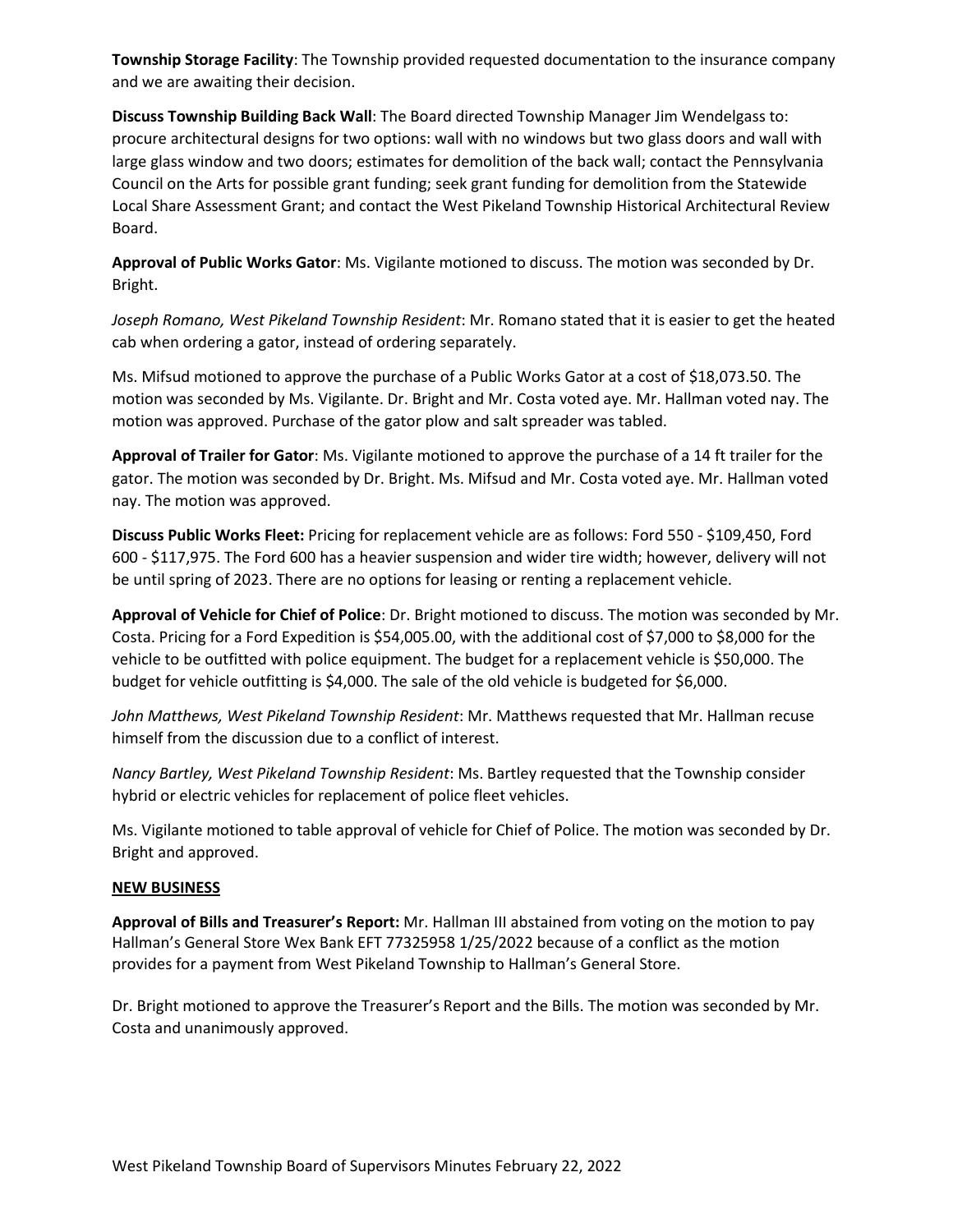**Township Storage Facility**: The Township provided requested documentation to the insurance company and we are awaiting their decision.

**Discuss Township Building Back Wall**: The Board directed Township Manager Jim Wendelgass to: procure architectural designs for two options: wall with no windows but two glass doors and wall with large glass window and two doors; estimates for demolition of the back wall; contact the Pennsylvania Council on the Arts for possible grant funding; seek grant funding for demolition from the Statewide Local Share Assessment Grant; and contact the West Pikeland Township Historical Architectural Review Board.

**Approval of Public Works Gator**: Ms. Vigilante motioned to discuss. The motion was seconded by Dr. Bright.

*Joseph Romano, West Pikeland Township Resident*: Mr. Romano stated that it is easier to get the heated cab when ordering a gator, instead of ordering separately.

Ms. Mifsud motioned to approve the purchase of a Public Works Gator at a cost of $18,073.50. The motion was seconded by Ms. Vigilante. Dr. Bright and Mr. Costa voted aye. Mr. Hallman voted nay. The motion was approved. Purchase of the gator plow and salt spreader was tabled.

**Approval of Trailer for Gator**: Ms. Vigilante motioned to approve the purchase of a 14 ft trailer for the gator. The motion was seconded by Dr. Bright. Ms. Mifsud and Mr. Costa voted aye. Mr. Hallman voted nay. The motion was approved.

**Discuss Public Works Fleet:** Pricing for replacement vehicle are as follows: Ford 550 - $109,450, Ford 600 - $117,975. The Ford 600 has a heavier suspension and wider tire width; however, delivery will not be until spring of 2023. There are no options for leasing or renting a replacement vehicle.

**Approval of Vehicle for Chief of Police**: Dr. Bright motioned to discuss. The motion was seconded by Mr. Costa. Pricing for a Ford Expedition is $54,005.00, with the additional cost of $7,000 to $8,000 for the vehicle to be outfitted with police equipment. The budget for a replacement vehicle is $50,000. The budget for vehicle outfitting is $4,000. The sale of the old vehicle is budgeted for $6,000.

*John Matthews, West Pikeland Township Resident*: Mr. Matthews requested that Mr. Hallman recuse himself from the discussion due to a conflict of interest.

*Nancy Bartley, West Pikeland Township Resident*: Ms. Bartley requested that the Township consider hybrid or electric vehicles for replacement of police fleet vehicles.

Ms. Vigilante motioned to table approval of vehicle for Chief of Police. The motion was seconded by Dr. Bright and approved.

## NEW BUSINESS

**Approval of Bills and Treasurer's Report:** Mr. Hallman III abstained from voting on the motion to pay Hallman's General Store Wex Bank EFT 77325958 1/25/2022 because of a conflict as the motion provides for a payment from West Pikeland Township to Hallman's General Store.

Dr. Bright motioned to approve the Treasurer's Report and the Bills. The motion was seconded by Mr. Costa and unanimously approved.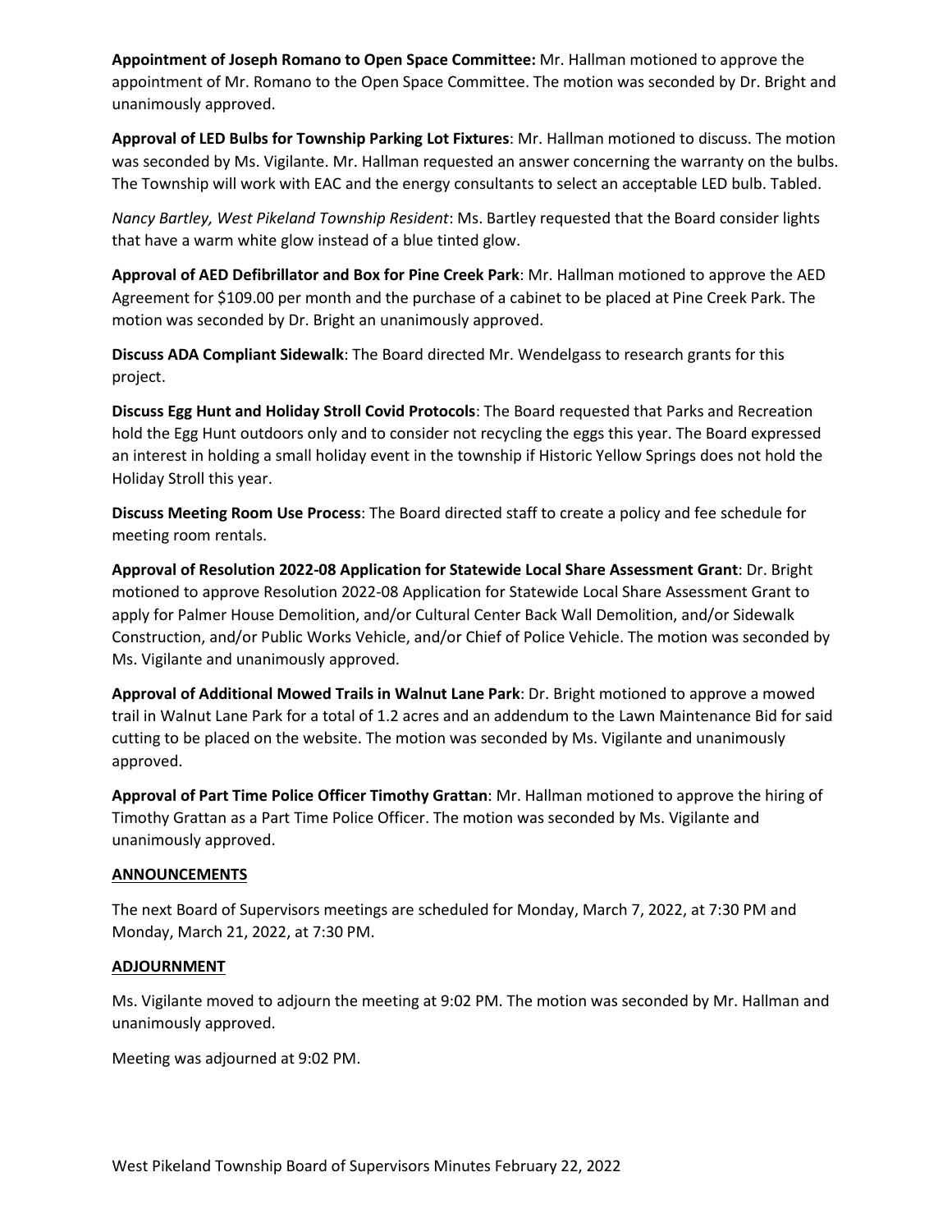**Appointment of Joseph Romano to Open Space Committee:** Mr. Hallman motioned to approve the appointment of Mr. Romano to the Open Space Committee. The motion was seconded by Dr. Bright and unanimously approved.

**Approval of LED Bulbs for Township Parking Lot Fixtures**: Mr. Hallman motioned to discuss. The motion was seconded by Ms. Vigilante. Mr. Hallman requested an answer concerning the warranty on the bulbs. The Township will work with EAC and the energy consultants to select an acceptable LED bulb. Tabled.

*Nancy Bartley, West Pikeland Township Resident*: Ms. Bartley requested that the Board consider lights that have a warm white glow instead of a blue tinted glow.

**Approval of AED Defibrillator and Box for Pine Creek Park**: Mr. Hallman motioned to approve the AED Agreement for $109.00 per month and the purchase of a cabinet to be placed at Pine Creek Park. The motion was seconded by Dr. Bright an unanimously approved.

**Discuss ADA Compliant Sidewalk**: The Board directed Mr. Wendelgass to research grants for this project.

**Discuss Egg Hunt and Holiday Stroll Covid Protocols**: The Board requested that Parks and Recreation hold the Egg Hunt outdoors only and to consider not recycling the eggs this year. The Board expressed an interest in holding a small holiday event in the township if Historic Yellow Springs does not hold the Holiday Stroll this year.

**Discuss Meeting Room Use Process**: The Board directed staff to create a policy and fee schedule for meeting room rentals.

**Approval of Resolution 2022-08 Application for Statewide Local Share Assessment Grant**: Dr. Bright motioned to approve Resolution 2022-08 Application for Statewide Local Share Assessment Grant to apply for Palmer House Demolition, and/or Cultural Center Back Wall Demolition, and/or Sidewalk Construction, and/or Public Works Vehicle, and/or Chief of Police Vehicle. The motion was seconded by Ms. Vigilante and unanimously approved.

**Approval of Additional Mowed Trails in Walnut Lane Park**: Dr. Bright motioned to approve a mowed trail in Walnut Lane Park for a total of 1.2 acres and an addendum to the Lawn Maintenance Bid for said cutting to be placed on the website. The motion was seconded by Ms. Vigilante and unanimously approved.

**Approval of Part Time Police Officer Timothy Grattan**: Mr. Hallman motioned to approve the hiring of Timothy Grattan as a Part Time Police Officer. The motion was seconded by Ms. Vigilante and unanimously approved.

## ANNOUNCEMENTS

The next Board of Supervisors meetings are scheduled for Monday, March 7, 2022, at 7:30 PM and Monday, March 21, 2022, at 7:30 PM.

## ADJOURNMENT

Ms. Vigilante moved to adjourn the meeting at 9:02 PM. The motion was seconded by Mr. Hallman and unanimously approved.

Meeting was adjourned at 9:02 PM.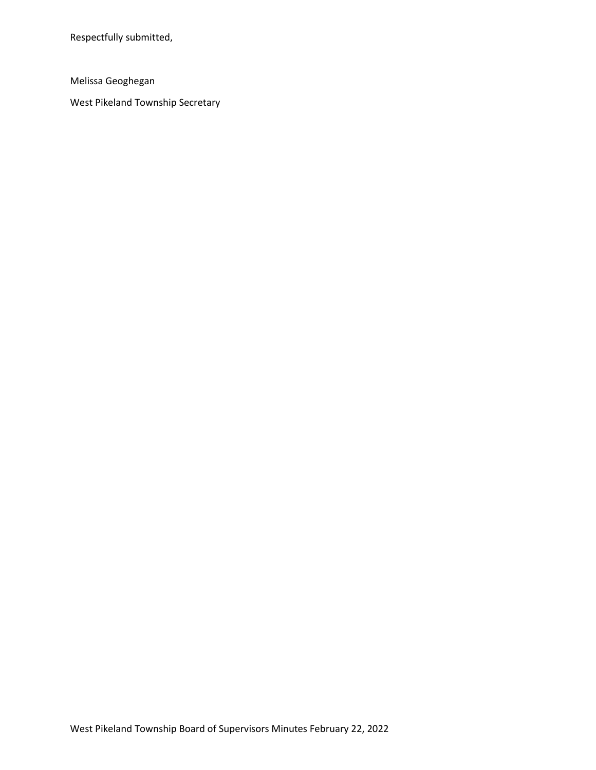Respectfully submitted,

Melissa Geoghegan

West Pikeland Township Secretary